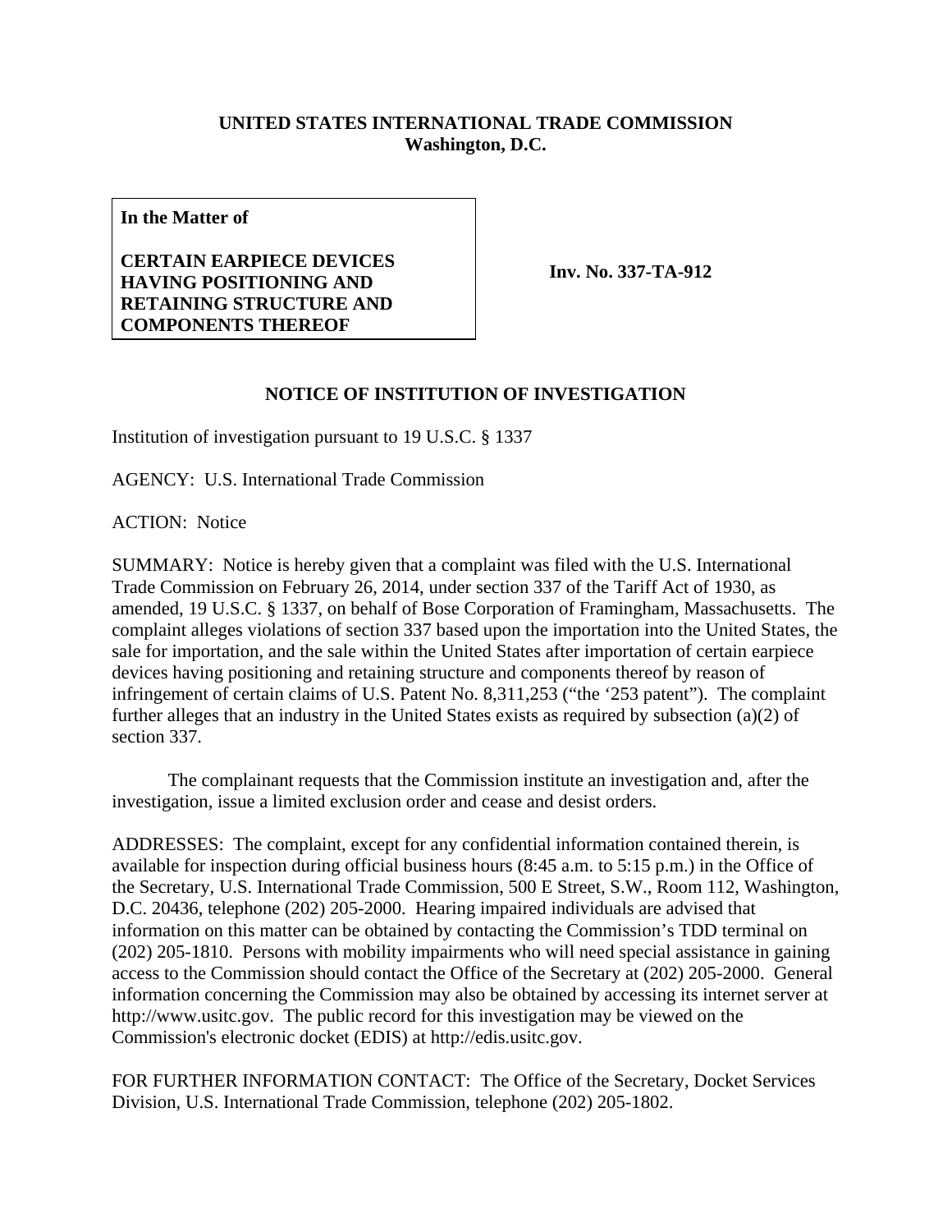**UNITED STATES INTERNATIONAL TRADE COMMISSION**
**Washington, D.C.**

**In the Matter of**

**CERTAIN EARPIECE DEVICES HAVING POSITIONING AND RETAINING STRUCTURE AND COMPONENTS THEREOF**

**Inv. No. 337-TA-912**

## NOTICE OF INSTITUTION OF INVESTIGATION

Institution of investigation pursuant to 19 U.S.C. § 1337

AGENCY: U.S. International Trade Commission

ACTION: Notice

SUMMARY: Notice is hereby given that a complaint was filed with the U.S. International Trade Commission on February 26, 2014, under section 337 of the Tariff Act of 1930, as amended, 19 U.S.C. § 1337, on behalf of Bose Corporation of Framingham, Massachusetts. The complaint alleges violations of section 337 based upon the importation into the United States, the sale for importation, and the sale within the United States after importation of certain earpiece devices having positioning and retaining structure and components thereof by reason of infringement of certain claims of U.S. Patent No. 8,311,253 ("the '253 patent"). The complaint further alleges that an industry in the United States exists as required by subsection (a)(2) of section 337.

The complainant requests that the Commission institute an investigation and, after the investigation, issue a limited exclusion order and cease and desist orders.

ADDRESSES: The complaint, except for any confidential information contained therein, is available for inspection during official business hours (8:45 a.m. to 5:15 p.m.) in the Office of the Secretary, U.S. International Trade Commission, 500 E Street, S.W., Room 112, Washington, D.C. 20436, telephone (202) 205-2000. Hearing impaired individuals are advised that information on this matter can be obtained by contacting the Commission's TDD terminal on (202) 205-1810. Persons with mobility impairments who will need special assistance in gaining access to the Commission should contact the Office of the Secretary at (202) 205-2000. General information concerning the Commission may also be obtained by accessing its internet server at http://www.usitc.gov. The public record for this investigation may be viewed on the Commission's electronic docket (EDIS) at http://edis.usitc.gov.

FOR FURTHER INFORMATION CONTACT: The Office of the Secretary, Docket Services Division, U.S. International Trade Commission, telephone (202) 205-1802.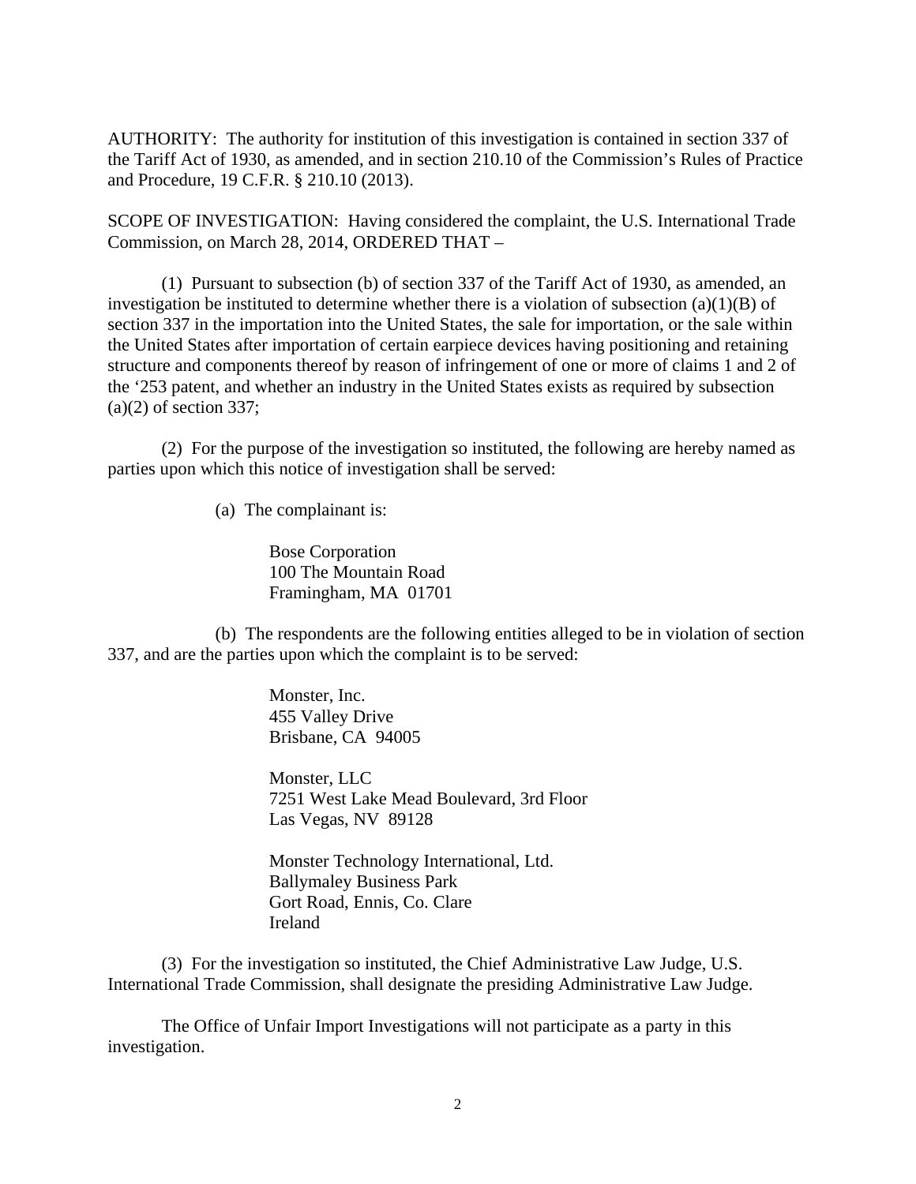AUTHORITY: The authority for institution of this investigation is contained in section 337 of the Tariff Act of 1930, as amended, and in section 210.10 of the Commission's Rules of Practice and Procedure, 19 C.F.R. § 210.10 (2013).

SCOPE OF INVESTIGATION: Having considered the complaint, the U.S. International Trade Commission, on March 28, 2014, ORDERED THAT –

(1) Pursuant to subsection (b) of section 337 of the Tariff Act of 1930, as amended, an investigation be instituted to determine whether there is a violation of subsection (a)(1)(B) of section 337 in the importation into the United States, the sale for importation, or the sale within the United States after importation of certain earpiece devices having positioning and retaining structure and components thereof by reason of infringement of one or more of claims 1 and 2 of the '253 patent, and whether an industry in the United States exists as required by subsection (a)(2) of section 337;

(2) For the purpose of the investigation so instituted, the following are hereby named as parties upon which this notice of investigation shall be served:

(a) The complainant is:

Bose Corporation  
100 The Mountain Road  
Framingham, MA 01701

(b) The respondents are the following entities alleged to be in violation of section 337, and are the parties upon which the complaint is to be served:

Monster, Inc.  
455 Valley Drive  
Brisbane, CA 94005

Monster, LLC  
7251 West Lake Mead Boulevard, 3rd Floor  
Las Vegas, NV 89128

Monster Technology International, Ltd.  
Ballymaley Business Park  
Gort Road, Ennis, Co. Clare  
Ireland

(3) For the investigation so instituted, the Chief Administrative Law Judge, U.S. International Trade Commission, shall designate the presiding Administrative Law Judge.

The Office of Unfair Import Investigations will not participate as a party in this investigation.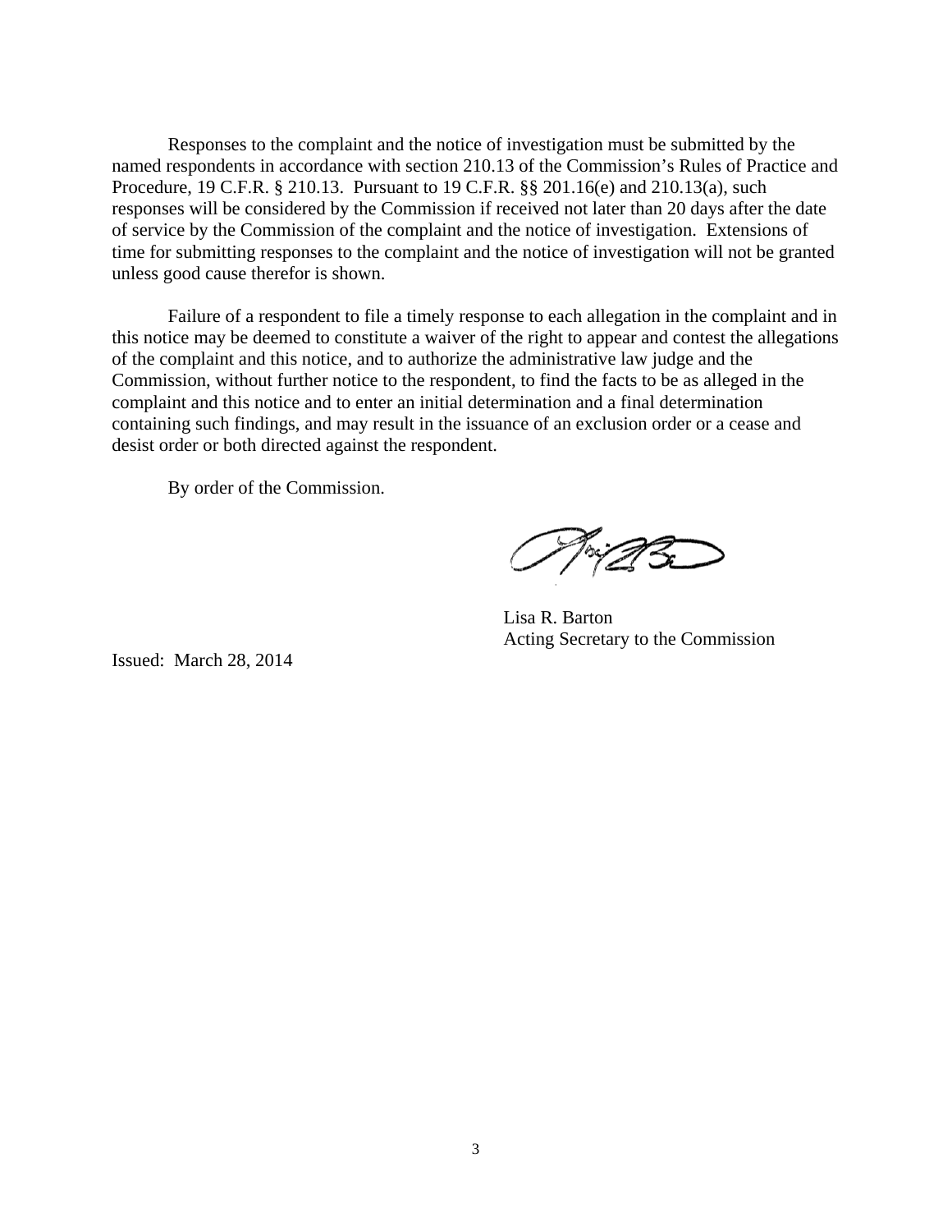Responses to the complaint and the notice of investigation must be submitted by the named respondents in accordance with section 210.13 of the Commission's Rules of Practice and Procedure, 19 C.F.R. § 210.13. Pursuant to 19 C.F.R. §§ 201.16(e) and 210.13(a), such responses will be considered by the Commission if received not later than 20 days after the date of service by the Commission of the complaint and the notice of investigation. Extensions of time for submitting responses to the complaint and the notice of investigation will not be granted unless good cause therefor is shown.

Failure of a respondent to file a timely response to each allegation in the complaint and in this notice may be deemed to constitute a waiver of the right to appear and contest the allegations of the complaint and this notice, and to authorize the administrative law judge and the Commission, without further notice to the respondent, to find the facts to be as alleged in the complaint and this notice and to enter an initial determination and a final determination containing such findings, and may result in the issuance of an exclusion order or a cease and desist order or both directed against the respondent.

By order of the Commission.

Lisa R. Barton
Acting Secretary to the Commission

Issued: March 28, 2014